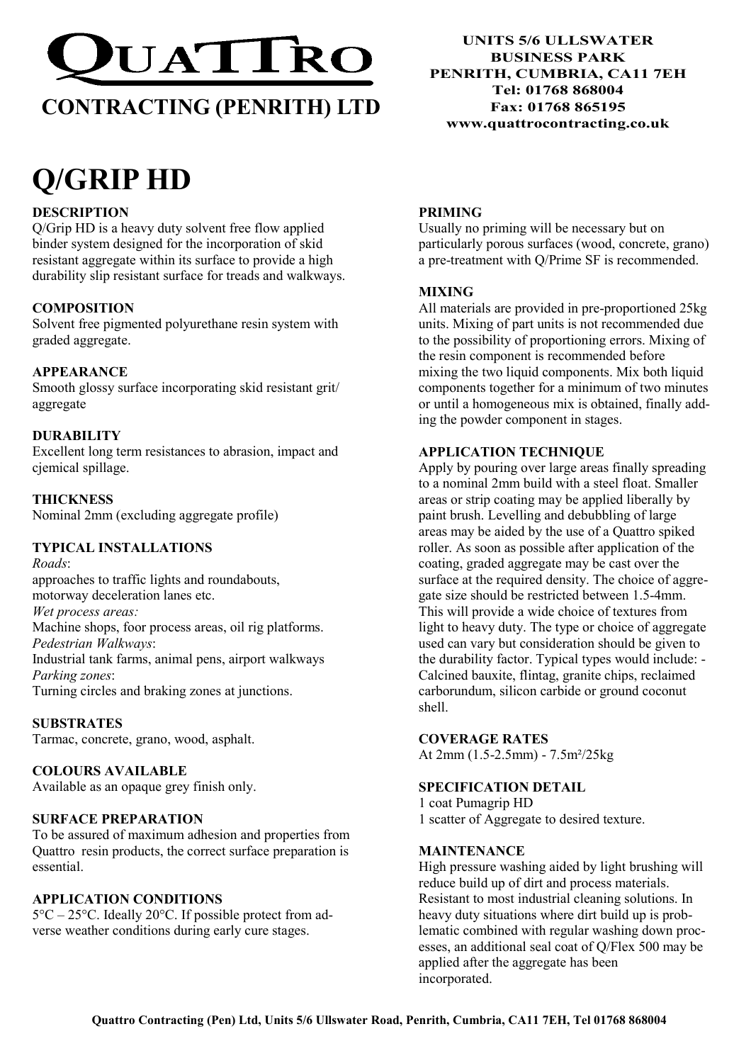# QUATTRO

## CONTRACTING (PENRITH) LTD

**UNITS 5/6 ULLSWATER BUSINESS PARK**
**PENRITH, CUMBRIA, CA11 7EH**
**Tel: 01768 868004**
**Fax: 01768 865195**
**www.quattrocontracting.co.uk**

# Q/GRIP HD

**DESCRIPTION**

Q/Grip HD is a heavy duty solvent free flow applied binder system designed for the incorporation of skid resistant aggregate within its surface to provide a high durability slip resistant surface for treads and walkways.

**COMPOSITION**

Solvent free pigmented polyurethane resin system with graded aggregate.

**APPEARANCE**

Smooth glossy surface incorporating skid resistant grit/ aggregate

**DURABILITY**

Excellent long term resistances to abrasion, impact and cjemical spillage.

**THICKNESS**

Nominal 2mm (excluding aggregate profile)

**TYPICAL INSTALLATIONS**

*Roads*:
approaches to traffic lights and roundabouts, motorway deceleration lanes etc.
*Wet process areas:*
Machine shops, foor process areas, oil rig platforms.
*Pedestrian Walkways*:
Industrial tank farms, animal pens, airport walkways
*Parking zones*:
Turning circles and braking zones at junctions.

**SUBSTRATES**

Tarmac, concrete, grano, wood, asphalt.

**COLOURS AVAILABLE**

Available as an opaque grey finish only.

**SURFACE PREPARATION**

To be assured of maximum adhesion and properties from Quattro resin products, the correct surface preparation is essential.

**APPLICATION CONDITIONS**

5°C – 25°C. Ideally 20°C. If possible protect from adverse weather conditions during early cure stages.

**PRIMING**

Usually no priming will be necessary but on particularly porous surfaces (wood, concrete, grano) a pre-treatment with Q/Prime SF is recommended.

**MIXING**

All materials are provided in pre-proportioned 25kg units. Mixing of part units is not recommended due to the possibility of proportioning errors. Mixing of the resin component is recommended before mixing the two liquid components. Mix both liquid components together for a minimum of two minutes or until a homogeneous mix is obtained, finally adding the powder component in stages.

**APPLICATION TECHNIQUE**

Apply by pouring over large areas finally spreading to a nominal 2mm build with a steel float. Smaller areas or strip coating may be applied liberally by paint brush. Levelling and debubbling of large areas may be aided by the use of a Quattro spiked roller. As soon as possible after application of the coating, graded aggregate may be cast over the surface at the required density. The choice of aggregate size should be restricted between 1.5-4mm. This will provide a wide choice of textures from light to heavy duty. The type or choice of aggregate used can vary but consideration should be given to the durability factor. Typical types would include: - Calcined bauxite, flintag, granite chips, reclaimed carborundum, silicon carbide or ground coconut shell.

**COVERAGE RATES**

At 2mm (1.5-2.5mm) - 7.5m²/25kg

**SPECIFICATION DETAIL**

1 coat Pumagrip HD
1 scatter of Aggregate to desired texture.

**MAINTENANCE**

High pressure washing aided by light brushing will reduce build up of dirt and process materials. Resistant to most industrial cleaning solutions. In heavy duty situations where dirt build up is problematic combined with regular washing down processes, an additional seal coat of Q/Flex 500 may be applied after the aggregate has been incorporated.

**Quattro Contracting (Pen) Ltd, Units 5/6 Ullswater Road, Penrith, Cumbria, CA11 7EH, Tel 01768 868004**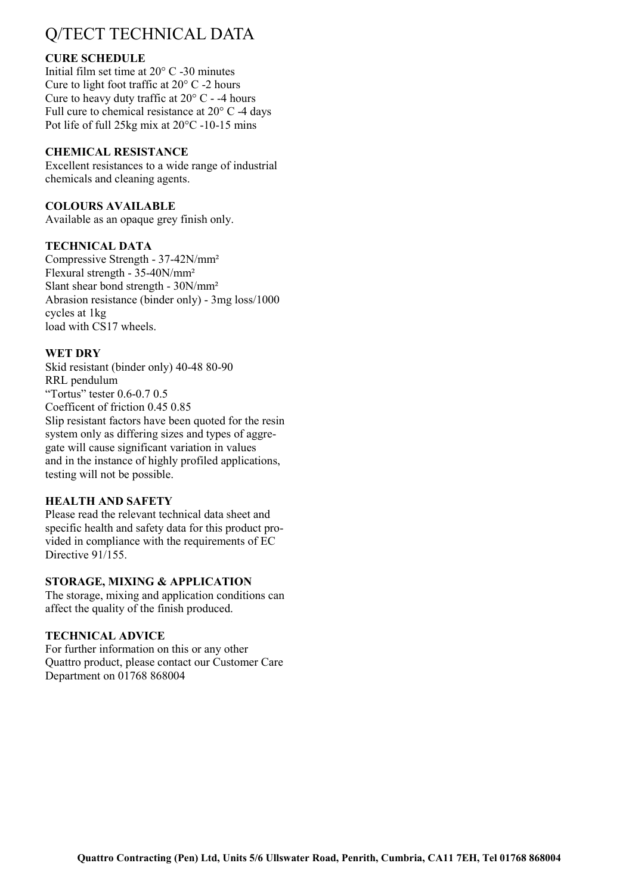# Q/TECT TECHNICAL DATA

**CURE SCHEDULE**

Initial film set time at 20° C -30 minutes
Cure to light foot traffic at 20° C -2 hours
Cure to heavy duty traffic at 20° C - -4 hours
Full cure to chemical resistance at 20° C -4 days
Pot life of full 25kg mix at 20°C -10-15 mins

**CHEMICAL RESISTANCE**

Excellent resistances to a wide range of industrial chemicals and cleaning agents.

**COLOURS AVAILABLE**

Available as an opaque grey finish only.

**TECHNICAL DATA**

Compressive Strength - 37-42N/mm²
Flexural strength - 35-40N/mm²
Slant shear bond strength - 30N/mm²
Abrasion resistance (binder only) - 3mg loss/1000 cycles at 1kg
load with CS17 wheels.

**WET DRY**

Skid resistant (binder only) 40-48 80-90
RRL pendulum
"Tortus" tester 0.6-0.7 0.5
Coefficent of friction 0.45 0.85
Slip resistant factors have been quoted for the resin system only as differing sizes and types of aggregate will cause significant variation in values and in the instance of highly profiled applications, testing will not be possible.

**HEALTH AND SAFETY**

Please read the relevant technical data sheet and specific health and safety data for this product provided in compliance with the requirements of EC Directive 91/155.

**STORAGE, MIXING & APPLICATION**

The storage, mixing and application conditions can affect the quality of the finish produced.

**TECHNICAL ADVICE**

For further information on this or any other Quattro product, please contact our Customer Care Department on 01768 868004

**Quattro Contracting (Pen) Ltd, Units 5/6 Ullswater Road, Penrith, Cumbria, CA11 7EH, Tel 01768 868004**